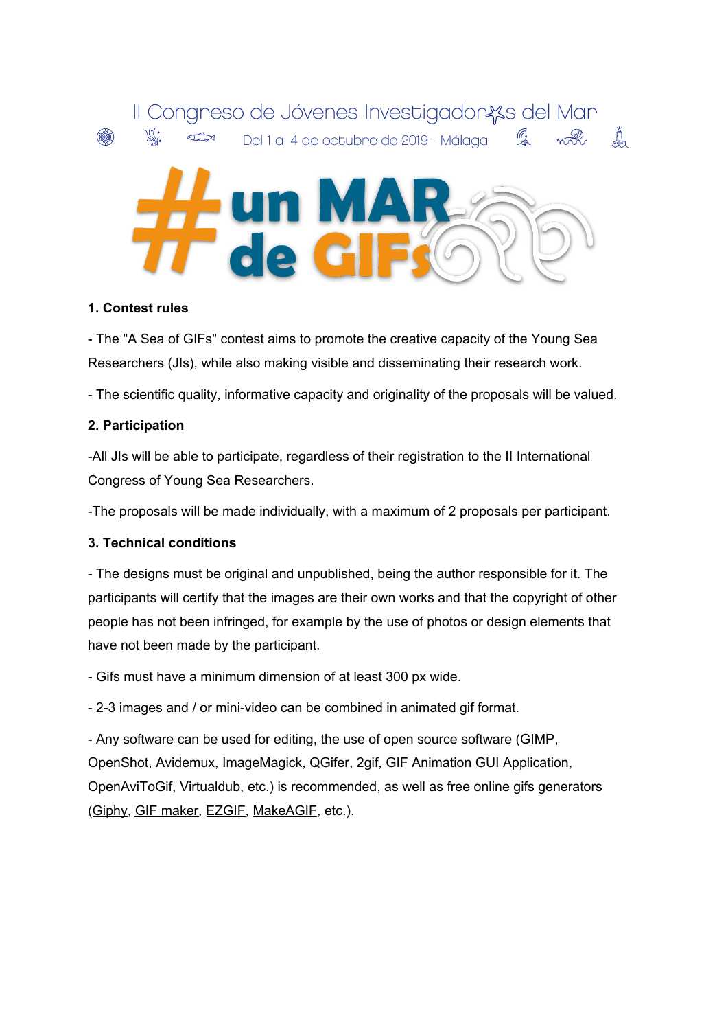II Congreso de Jóvenes Investigador@s del Mar

Del 1 al 4 de octubre de 2019 - Málaga

# #un MAR de GIFs

**1. Contest rules**

- The "A Sea of GIFs" contest aims to promote the creative capacity of the Young Sea Researchers (JIs), while also making visible and disseminating their research work.

- The scientific quality, informative capacity and originality of the proposals will be valued.

**2. Participation**

-All JIs will be able to participate, regardless of their registration to the II International Congress of Young Sea Researchers.

-The proposals will be made individually, with a maximum of 2 proposals per participant.

**3. Technical conditions**

- The designs must be original and unpublished, being the author responsible for it. The participants will certify that the images are their own works and that the copyright of other people has not been infringed, for example by the use of photos or design elements that have not been made by the participant.

- Gifs must have a minimum dimension of at least 300 px wide.

- 2-3 images and / or mini-video can be combined in animated gif format.

- Any software can be used for editing, the use of open source software (GIMP, OpenShot, Avidemux, ImageMagick, QGifer, 2gif, GIF Animation GUI Application, OpenAviToGif, Virtualdub, etc.) is recommended, as well as free online gifs generators (Giphy, GIF maker, EZGIF, MakeAGIF, etc.).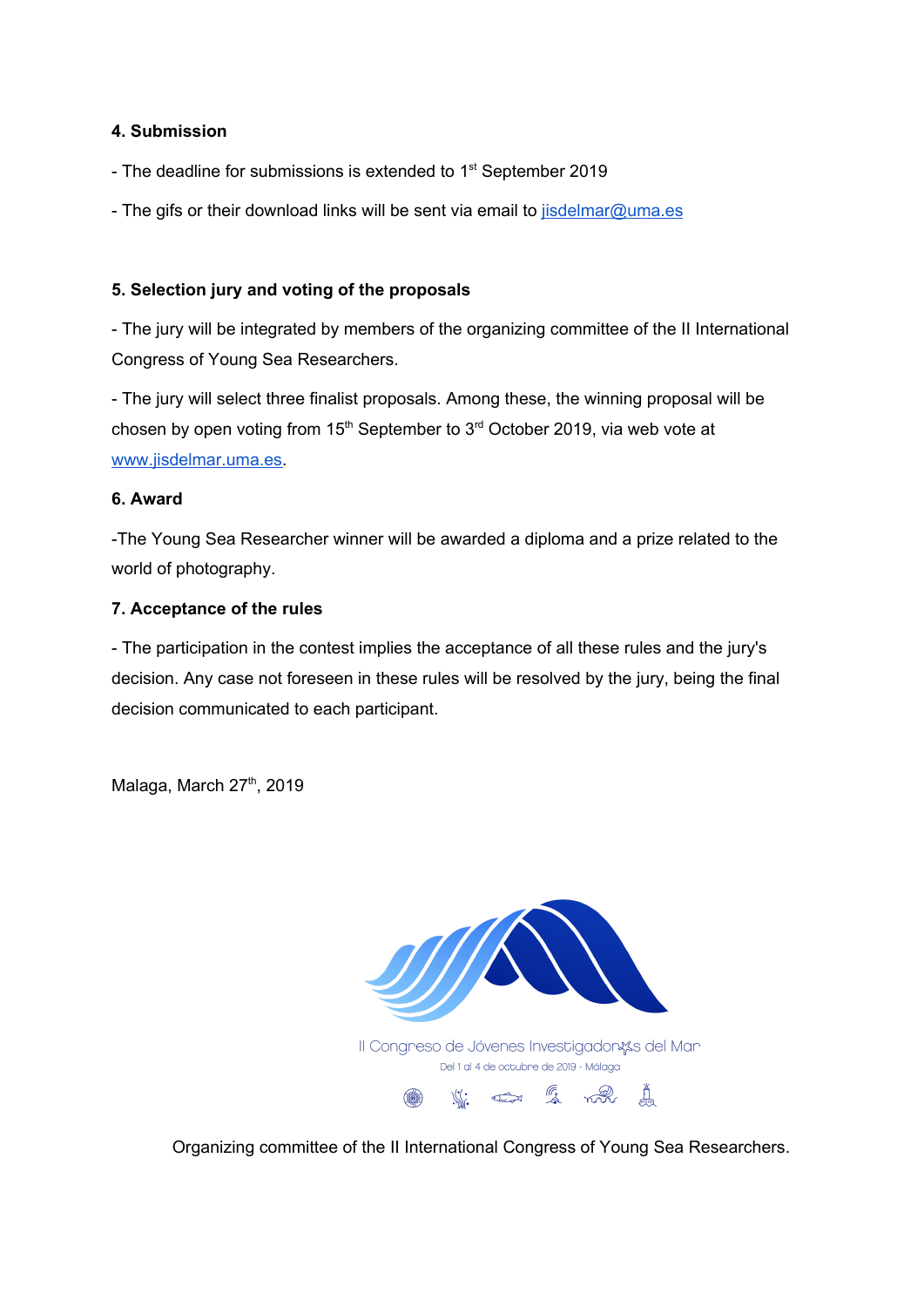**4. Submission**

- The deadline for submissions is extended to 1st September 2019

- The gifs or their download links will be sent via email to jisdelmar@uma.es

**5. Selection jury and voting of the proposals**

- The jury will be integrated by members of the organizing committee of the II International Congress of Young Sea Researchers.

- The jury will select three finalist proposals. Among these, the winning proposal will be chosen by open voting from 15th September to 3rd October 2019, via web vote at www.jisdelmar.uma.es.

**6. Award**

-The Young Sea Researcher winner will be awarded a diploma and a prize related to the world of photography.

**7. Acceptance of the rules**

- The participation in the contest implies the acceptance of all these rules and the jury's decision. Any case not foreseen in these rules will be resolved by the jury, being the final decision communicated to each participant.

Malaga, March 27th, 2019

II Congreso de Jóvenes Investigadores del Mar

Del 1 al 4 de octubre de 2019 - Málaga

Organizing committee of the II International Congress of Young Sea Researchers.